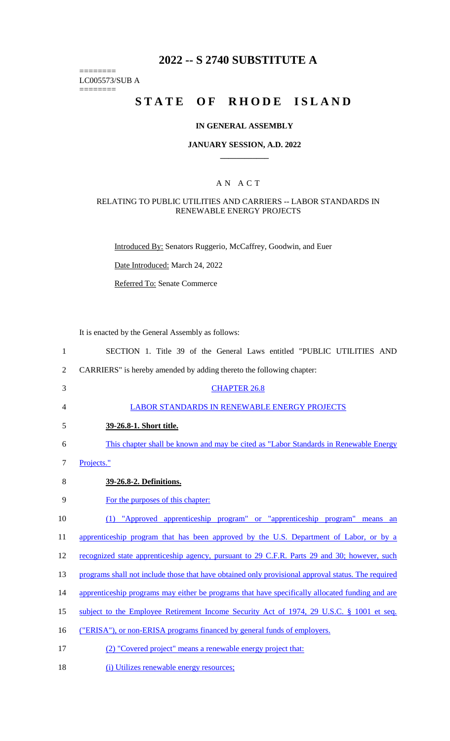# 2022 -- S 2740 SUBSTITUTE A

========
LC005573/SUB A
========

# STATE OF RHODE ISLAND

## IN GENERAL ASSEMBLY

### JANUARY SESSION, A.D. 2022

____________

A N A C T

RELATING TO PUBLIC UTILITIES AND CARRIERS -- LABOR STANDARDS IN RENEWABLE ENERGY PROJECTS

Introduced By: Senators Ruggerio, McCaffrey, Goodwin, and Euer

Date Introduced: March 24, 2022

Referred To: Senate Commerce

It is enacted by the General Assembly as follows:

1 SECTION 1. Title 39 of the General Laws entitled "PUBLIC UTILITIES AND
2 CARRIERS" is hereby amended by adding thereto the following chapter:

3 CHAPTER 26.8

4 LABOR STANDARDS IN RENEWABLE ENERGY PROJECTS

5 **39-26.8-1. Short title.**

6 This chapter shall be known and may be cited as "Labor Standards in Renewable Energy
7 Projects."

8 **39-26.8-2. Definitions.**

9 For the purposes of this chapter:

10 (1) "Approved apprenticeship program" or "apprenticeship program" means an
11 apprenticeship program that has been approved by the U.S. Department of Labor, or by a
12 recognized state apprenticeship agency, pursuant to 29 C.F.R. Parts 29 and 30; however, such
13 programs shall not include those that have obtained only provisional approval status. The required
14 apprenticeship programs may either be programs that have specifically allocated funding and are
15 subject to the Employee Retirement Income Security Act of 1974, 29 U.S.C. § 1001 et seq.
16 ("ERISA"), or non-ERISA programs financed by general funds of employers.

17 (2) "Covered project" means a renewable energy project that:

18 (i) Utilizes renewable energy resources;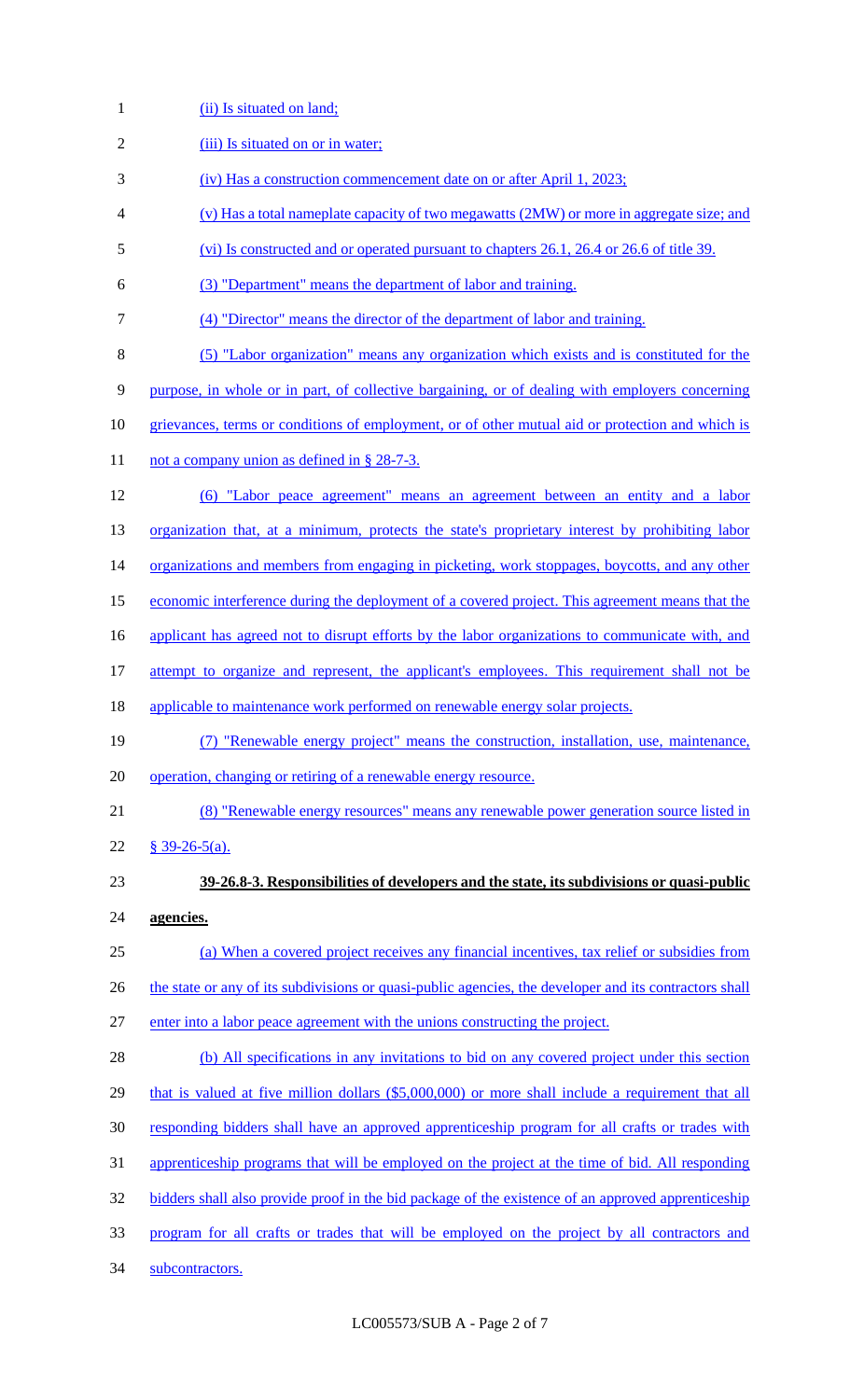(ii) Is situated on land;

(iii) Is situated on or in water;

(iv) Has a construction commencement date on or after April 1, 2023;

(v) Has a total nameplate capacity of two megawatts (2MW) or more in aggregate size; and

(vi) Is constructed and or operated pursuant to chapters 26.1, 26.4 or 26.6 of title 39.

(3) "Department" means the department of labor and training.

(4) "Director" means the director of the department of labor and training.

(5) "Labor organization" means any organization which exists and is constituted for the purpose, in whole or in part, of collective bargaining, or of dealing with employers concerning grievances, terms or conditions of employment, or of other mutual aid or protection and which is not a company union as defined in § 28-7-3.

(6) "Labor peace agreement" means an agreement between an entity and a labor organization that, at a minimum, protects the state's proprietary interest by prohibiting labor organizations and members from engaging in picketing, work stoppages, boycotts, and any other economic interference during the deployment of a covered project. This agreement means that the applicant has agreed not to disrupt efforts by the labor organizations to communicate with, and attempt to organize and represent, the applicant's employees. This requirement shall not be applicable to maintenance work performed on renewable energy solar projects.

(7) "Renewable energy project" means the construction, installation, use, maintenance, operation, changing or retiring of a renewable energy resource.

(8) "Renewable energy resources" means any renewable power generation source listed in § 39-26-5(a).

**39-26.8-3. Responsibilities of developers and the state, its subdivisions or quasi-public agencies.**

(a) When a covered project receives any financial incentives, tax relief or subsidies from the state or any of its subdivisions or quasi-public agencies, the developer and its contractors shall enter into a labor peace agreement with the unions constructing the project.

(b) All specifications in any invitations to bid on any covered project under this section that is valued at five million dollars ($5,000,000) or more shall include a requirement that all responding bidders shall have an approved apprenticeship program for all crafts or trades with apprenticeship programs that will be employed on the project at the time of bid. All responding bidders shall also provide proof in the bid package of the existence of an approved apprenticeship program for all crafts or trades that will be employed on the project by all contractors and subcontractors.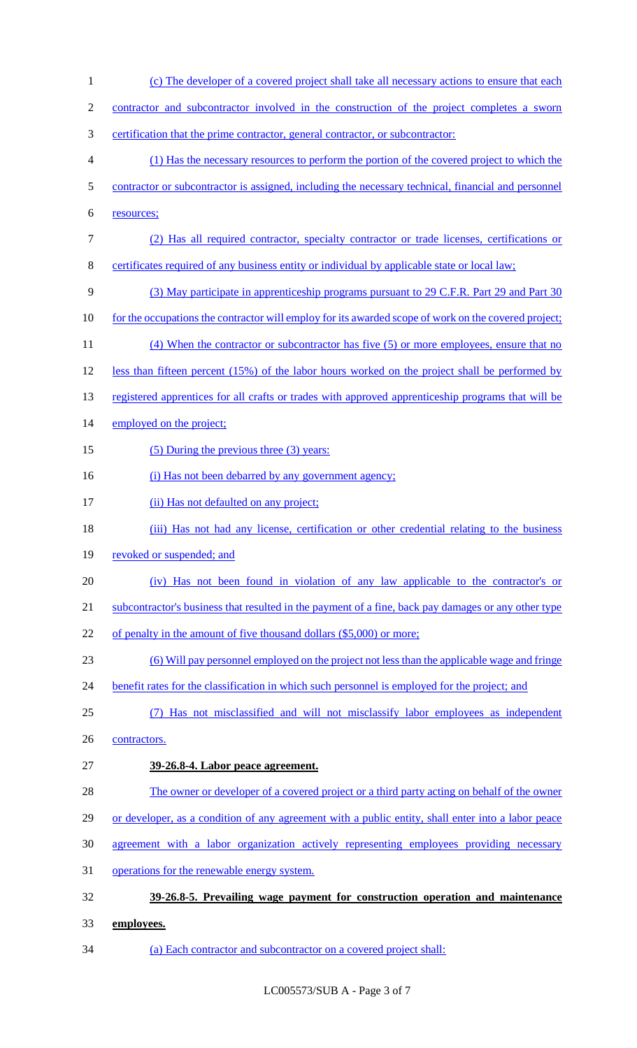(c) The developer of a covered project shall take all necessary actions to ensure that each contractor and subcontractor involved in the construction of the project completes a sworn certification that the prime contractor, general contractor, or subcontractor:

(1) Has the necessary resources to perform the portion of the covered project to which the contractor or subcontractor is assigned, including the necessary technical, financial and personnel resources;

(2) Has all required contractor, specialty contractor or trade licenses, certifications or certificates required of any business entity or individual by applicable state or local law;

(3) May participate in apprenticeship programs pursuant to 29 C.F.R. Part 29 and Part 30 for the occupations the contractor will employ for its awarded scope of work on the covered project;

(4) When the contractor or subcontractor has five (5) or more employees, ensure that no less than fifteen percent (15%) of the labor hours worked on the project shall be performed by registered apprentices for all crafts or trades with approved apprenticeship programs that will be employed on the project;

(5) During the previous three (3) years:

(i) Has not been debarred by any government agency;

(ii) Has not defaulted on any project;

(iii) Has not had any license, certification or other credential relating to the business revoked or suspended; and

(iv) Has not been found in violation of any law applicable to the contractor's or subcontractor's business that resulted in the payment of a fine, back pay damages or any other type of penalty in the amount of five thousand dollars ($5,000) or more;

(6) Will pay personnel employed on the project not less than the applicable wage and fringe benefit rates for the classification in which such personnel is employed for the project; and

(7) Has not misclassified and will not misclassify labor employees as independent contractors.

**39-26.8-4. Labor peace agreement.**

The owner or developer of a covered project or a third party acting on behalf of the owner or developer, as a condition of any agreement with a public entity, shall enter into a labor peace agreement with a labor organization actively representing employees providing necessary operations for the renewable energy system.

**39-26.8-5. Prevailing wage payment for construction operation and maintenance employees.**

(a) Each contractor and subcontractor on a covered project shall: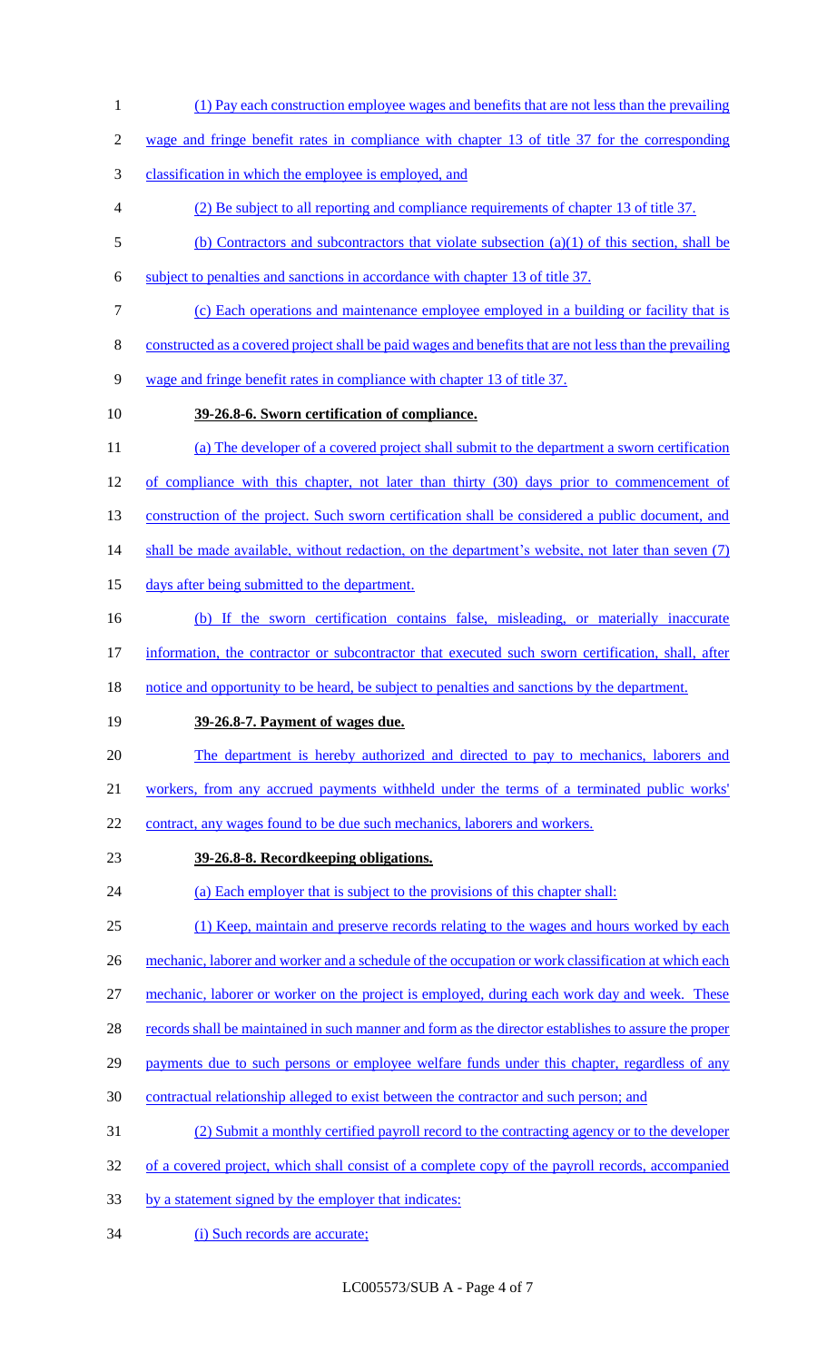(1) Pay each construction employee wages and benefits that are not less than the prevailing wage and fringe benefit rates in compliance with chapter 13 of title 37 for the corresponding classification in which the employee is employed, and

(2) Be subject to all reporting and compliance requirements of chapter 13 of title 37.

(b) Contractors and subcontractors that violate subsection (a)(1) of this section, shall be subject to penalties and sanctions in accordance with chapter 13 of title 37.

(c) Each operations and maintenance employee employed in a building or facility that is constructed as a covered project shall be paid wages and benefits that are not less than the prevailing wage and fringe benefit rates in compliance with chapter 13 of title 37.

**39-26.8-6. Sworn certification of compliance.**

(a) The developer of a covered project shall submit to the department a sworn certification of compliance with this chapter, not later than thirty (30) days prior to commencement of construction of the project. Such sworn certification shall be considered a public document, and shall be made available, without redaction, on the department's website, not later than seven (7) days after being submitted to the department.

(b) If the sworn certification contains false, misleading, or materially inaccurate information, the contractor or subcontractor that executed such sworn certification, shall, after notice and opportunity to be heard, be subject to penalties and sanctions by the department.

**39-26.8-7. Payment of wages due.**

The department is hereby authorized and directed to pay to mechanics, laborers and workers, from any accrued payments withheld under the terms of a terminated public works' contract, any wages found to be due such mechanics, laborers and workers.

**39-26.8-8. Recordkeeping obligations.**

(a) Each employer that is subject to the provisions of this chapter shall:

(1) Keep, maintain and preserve records relating to the wages and hours worked by each mechanic, laborer and worker and a schedule of the occupation or work classification at which each mechanic, laborer or worker on the project is employed, during each work day and week. These records shall be maintained in such manner and form as the director establishes to assure the proper payments due to such persons or employee welfare funds under this chapter, regardless of any contractual relationship alleged to exist between the contractor and such person; and

(2) Submit a monthly certified payroll record to the contracting agency or to the developer of a covered project, which shall consist of a complete copy of the payroll records, accompanied by a statement signed by the employer that indicates:

(i) Such records are accurate;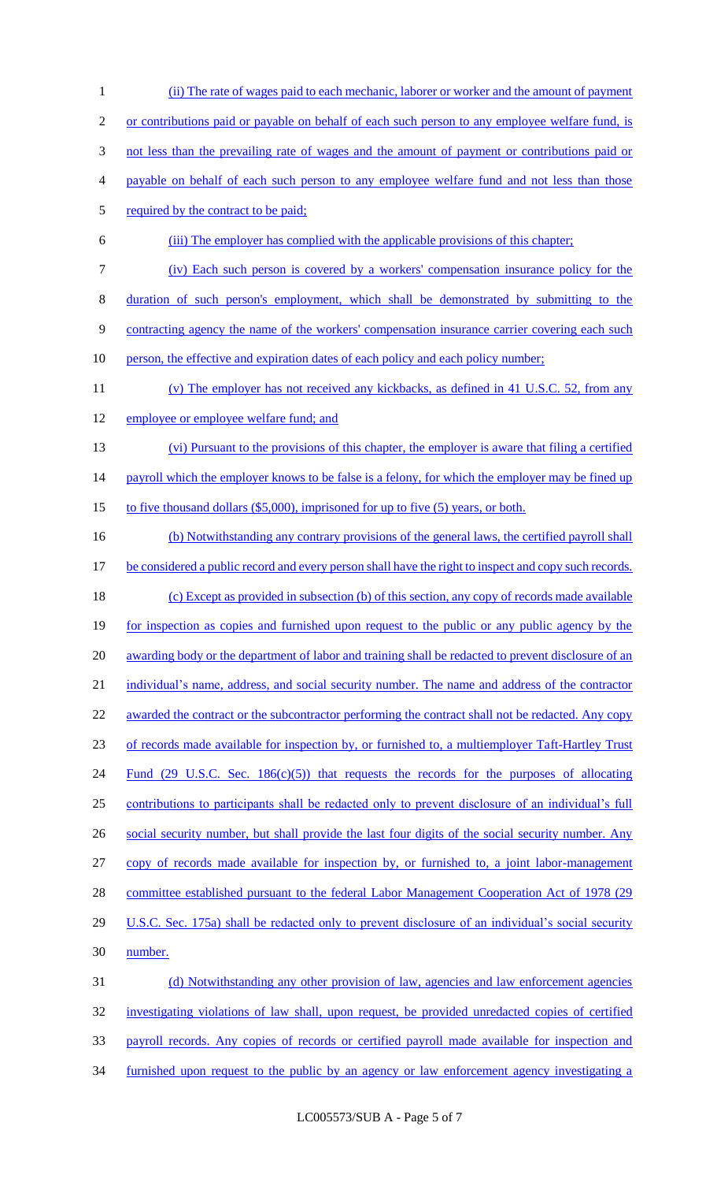(ii) The rate of wages paid to each mechanic, laborer or worker and the amount of payment or contributions paid or payable on behalf of each such person to any employee welfare fund, is not less than the prevailing rate of wages and the amount of payment or contributions paid or payable on behalf of each such person to any employee welfare fund and not less than those required by the contract to be paid;

(iii) The employer has complied with the applicable provisions of this chapter;

(iv) Each such person is covered by a workers' compensation insurance policy for the duration of such person's employment, which shall be demonstrated by submitting to the contracting agency the name of the workers' compensation insurance carrier covering each such person, the effective and expiration dates of each policy and each policy number;

(v) The employer has not received any kickbacks, as defined in 41 U.S.C. 52, from any employee or employee welfare fund; and

(vi) Pursuant to the provisions of this chapter, the employer is aware that filing a certified payroll which the employer knows to be false is a felony, for which the employer may be fined up to five thousand dollars ($5,000), imprisoned for up to five (5) years, or both.

(b) Notwithstanding any contrary provisions of the general laws, the certified payroll shall be considered a public record and every person shall have the right to inspect and copy such records.

(c) Except as provided in subsection (b) of this section, any copy of records made available for inspection as copies and furnished upon request to the public or any public agency by the awarding body or the department of labor and training shall be redacted to prevent disclosure of an individual's name, address, and social security number. The name and address of the contractor awarded the contract or the subcontractor performing the contract shall not be redacted. Any copy of records made available for inspection by, or furnished to, a multiemployer Taft-Hartley Trust Fund (29 U.S.C. Sec. 186(c)(5)) that requests the records for the purposes of allocating contributions to participants shall be redacted only to prevent disclosure of an individual's full social security number, but shall provide the last four digits of the social security number. Any copy of records made available for inspection by, or furnished to, a joint labor-management committee established pursuant to the federal Labor Management Cooperation Act of 1978 (29 U.S.C. Sec. 175a) shall be redacted only to prevent disclosure of an individual's social security number.

(d) Notwithstanding any other provision of law, agencies and law enforcement agencies investigating violations of law shall, upon request, be provided unredacted copies of certified payroll records. Any copies of records or certified payroll made available for inspection and furnished upon request to the public by an agency or law enforcement agency investigating a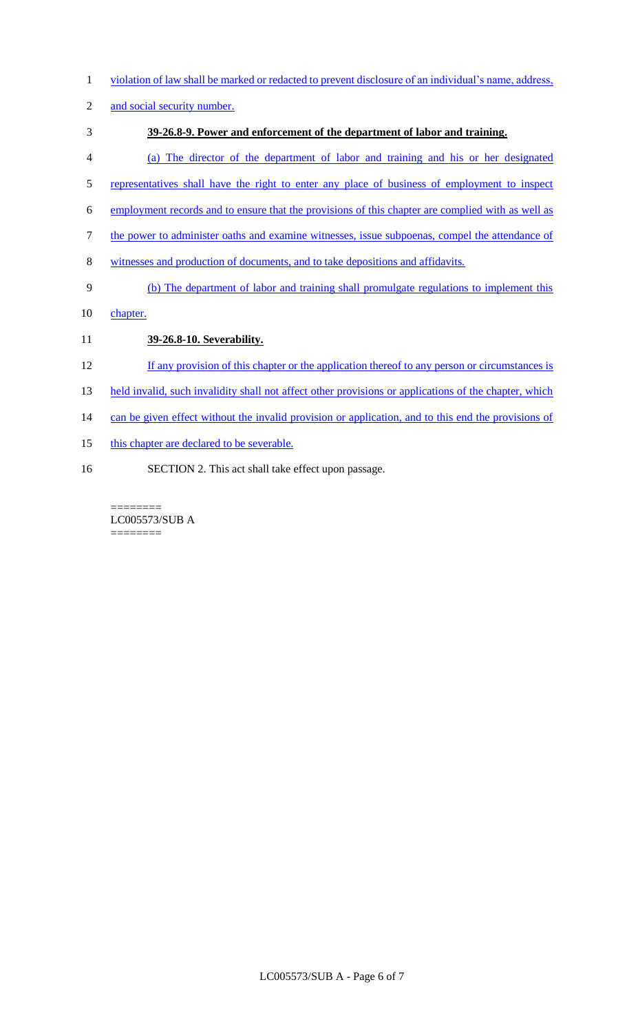violation of law shall be marked or redacted to prevent disclosure of an individual's name, address, and social security number.

**39-26.8-9. Power and enforcement of the department of labor and training.**

(a) The director of the department of labor and training and his or her designated representatives shall have the right to enter any place of business of employment to inspect employment records and to ensure that the provisions of this chapter are complied with as well as the power to administer oaths and examine witnesses, issue subpoenas, compel the attendance of witnesses and production of documents, and to take depositions and affidavits.

(b) The department of labor and training shall promulgate regulations to implement this chapter.

**39-26.8-10. Severability.**

If any provision of this chapter or the application thereof to any person or circumstances is held invalid, such invalidity shall not affect other provisions or applications of the chapter, which can be given effect without the invalid provision or application, and to this end the provisions of this chapter are declared to be severable.

SECTION 2. This act shall take effect upon passage.

========
LC005573/SUB A
========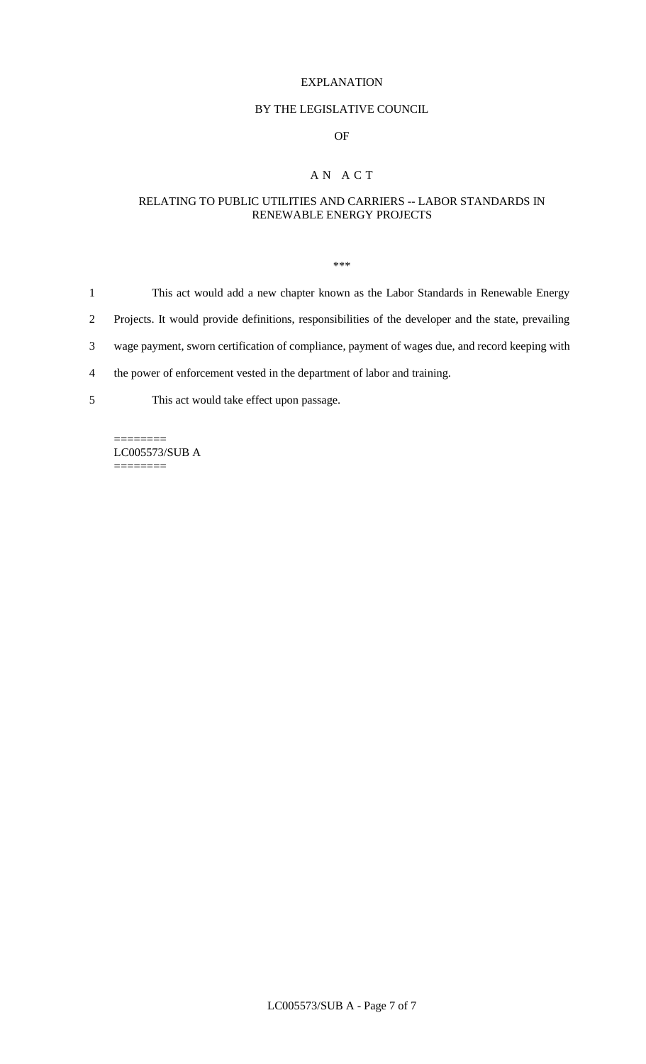EXPLANATION

BY THE LEGISLATIVE COUNCIL

OF

A N A C T

RELATING TO PUBLIC UTILITIES AND CARRIERS -- LABOR STANDARDS IN RENEWABLE ENERGY PROJECTS

\*\*\*

1 This act would add a new chapter known as the Labor Standards in Renewable Energy
2 Projects. It would provide definitions, responsibilities of the developer and the state, prevailing
3 wage payment, sworn certification of compliance, payment of wages due, and record keeping with
4 the power of enforcement vested in the department of labor and training.
5 This act would take effect upon passage.

========
LC005573/SUB A
========